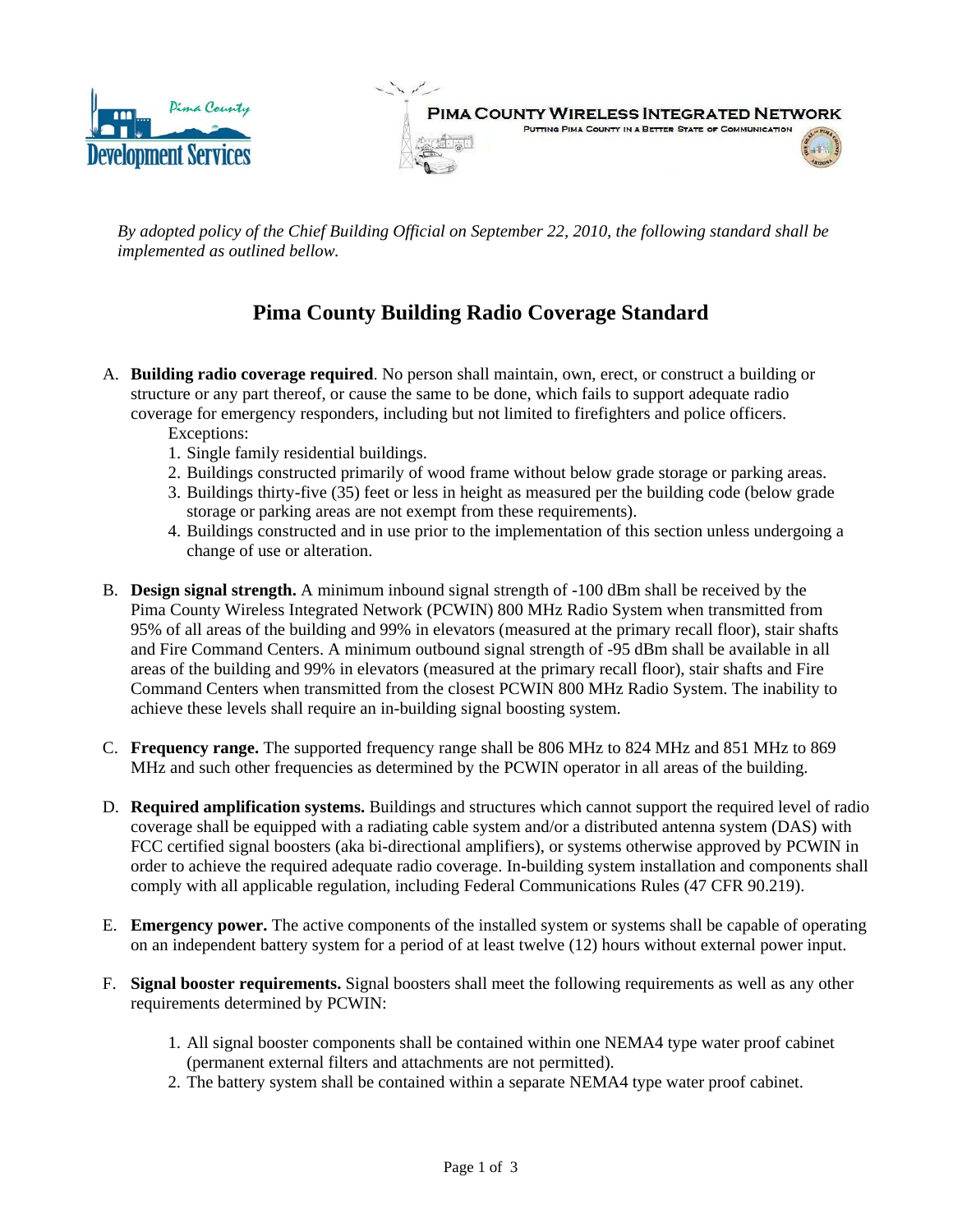*By adopted policy of the Chief Building Official on September 22, 2010, the following standard shall be implemented as outlined bellow.*

# Pima County Building Radio Coverage Standard

A. **Building radio coverage required**. No person shall maintain, own, erect, or construct a building or structure or any part thereof, or cause the same to be done, which fails to support adequate radio coverage for emergency responders, including but not limited to firefighters and police officers.

   Exceptions:

   1. Single family residential buildings.
   2. Buildings constructed primarily of wood frame without below grade storage or parking areas.
   3. Buildings thirty-five (35) feet or less in height as measured per the building code (below grade storage or parking areas are not exempt from these requirements).
   4. Buildings constructed and in use prior to the implementation of this section unless undergoing a change of use or alteration.

B. **Design signal strength.** A minimum inbound signal strength of -100 dBm shall be received by the Pima County Wireless Integrated Network (PCWIN) 800 MHz Radio System when transmitted from 95% of all areas of the building and 99% in elevators (measured at the primary recall floor), stair shafts and Fire Command Centers. A minimum outbound signal strength of -95 dBm shall be available in all areas of the building and 99% in elevators (measured at the primary recall floor), stair shafts and Fire Command Centers when transmitted from the closest PCWIN 800 MHz Radio System. The inability to achieve these levels shall require an in-building signal boosting system.

C. **Frequency range.** The supported frequency range shall be 806 MHz to 824 MHz and 851 MHz to 869 MHz and such other frequencies as determined by the PCWIN operator in all areas of the building.

D. **Required amplification systems.** Buildings and structures which cannot support the required level of radio coverage shall be equipped with a radiating cable system and/or a distributed antenna system (DAS) with FCC certified signal boosters (aka bi-directional amplifiers), or systems otherwise approved by PCWIN in order to achieve the required adequate radio coverage. In-building system installation and components shall comply with all applicable regulation, including Federal Communications Rules (47 CFR 90.219).

E. **Emergency power.** The active components of the installed system or systems shall be capable of operating on an independent battery system for a period of at least twelve (12) hours without external power input.

F. **Signal booster requirements.** Signal boosters shall meet the following requirements as well as any other requirements determined by PCWIN:

   1. All signal booster components shall be contained within one NEMA4 type water proof cabinet (permanent external filters and attachments are not permitted).
   2. The battery system shall be contained within a separate NEMA4 type water proof cabinet.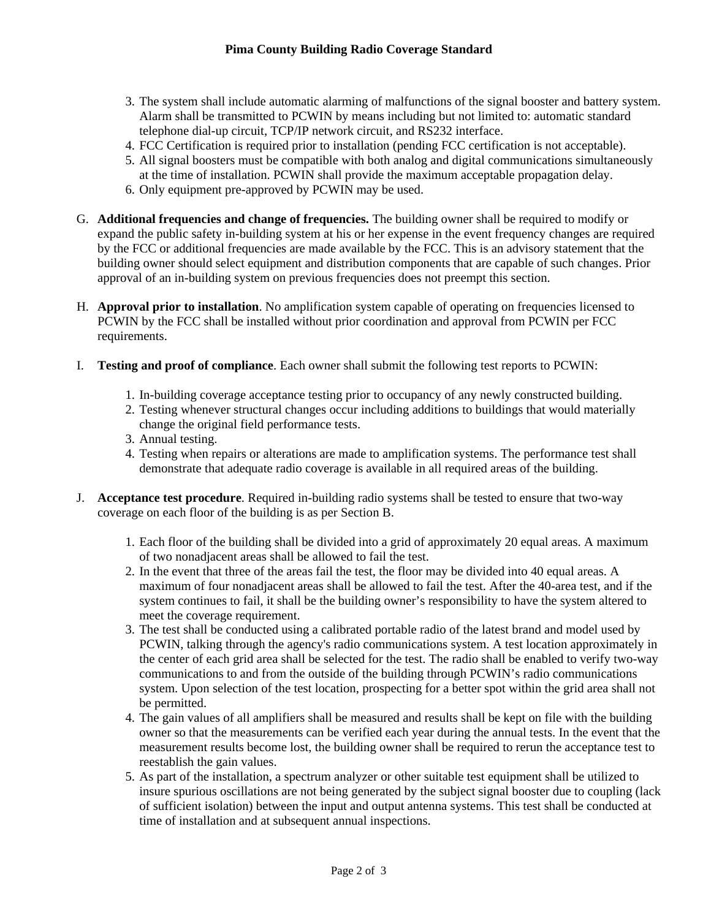3. The system shall include automatic alarming of malfunctions of the signal booster and battery system. Alarm shall be transmitted to PCWIN by means including but not limited to: automatic standard telephone dial-up circuit, TCP/IP network circuit, and RS232 interface.
4. FCC Certification is required prior to installation (pending FCC certification is not acceptable).
5. All signal boosters must be compatible with both analog and digital communications simultaneously at the time of installation. PCWIN shall provide the maximum acceptable propagation delay.
6. Only equipment pre-approved by PCWIN may be used.

G. **Additional frequencies and change of frequencies.** The building owner shall be required to modify or expand the public safety in-building system at his or her expense in the event frequency changes are required by the FCC or additional frequencies are made available by the FCC. This is an advisory statement that the building owner should select equipment and distribution components that are capable of such changes. Prior approval of an in-building system on previous frequencies does not preempt this section.

H. **Approval prior to installation**. No amplification system capable of operating on frequencies licensed to PCWIN by the FCC shall be installed without prior coordination and approval from PCWIN per FCC requirements.

I. **Testing and proof of compliance**. Each owner shall submit the following test reports to PCWIN:

1. In-building coverage acceptance testing prior to occupancy of any newly constructed building.
2. Testing whenever structural changes occur including additions to buildings that would materially change the original field performance tests.
3. Annual testing.
4. Testing when repairs or alterations are made to amplification systems. The performance test shall demonstrate that adequate radio coverage is available in all required areas of the building.

J. **Acceptance test procedure**. Required in-building radio systems shall be tested to ensure that two-way coverage on each floor of the building is as per Section B.

1. Each floor of the building shall be divided into a grid of approximately 20 equal areas. A maximum of two nonadjacent areas shall be allowed to fail the test.
2. In the event that three of the areas fail the test, the floor may be divided into 40 equal areas. A maximum of four nonadjacent areas shall be allowed to fail the test. After the 40-area test, and if the system continues to fail, it shall be the building owner's responsibility to have the system altered to meet the coverage requirement.
3. The test shall be conducted using a calibrated portable radio of the latest brand and model used by PCWIN, talking through the agency's radio communications system. A test location approximately in the center of each grid area shall be selected for the test. The radio shall be enabled to verify two-way communications to and from the outside of the building through PCWIN's radio communications system. Upon selection of the test location, prospecting for a better spot within the grid area shall not be permitted.
4. The gain values of all amplifiers shall be measured and results shall be kept on file with the building owner so that the measurements can be verified each year during the annual tests. In the event that the measurement results become lost, the building owner shall be required to rerun the acceptance test to reestablish the gain values.
5. As part of the installation, a spectrum analyzer or other suitable test equipment shall be utilized to insure spurious oscillations are not being generated by the subject signal booster due to coupling (lack of sufficient isolation) between the input and output antenna systems. This test shall be conducted at time of installation and at subsequent annual inspections.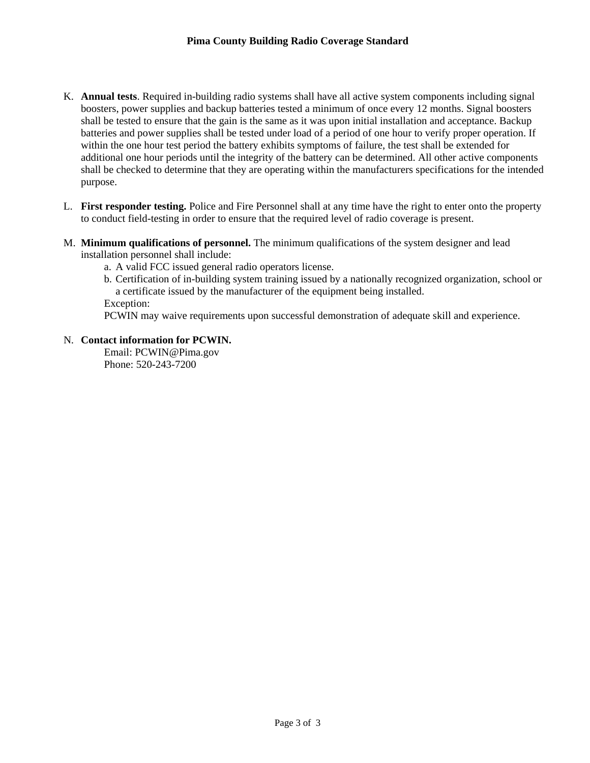K. **Annual tests**. Required in-building radio systems shall have all active system components including signal boosters, power supplies and backup batteries tested a minimum of once every 12 months. Signal boosters shall be tested to ensure that the gain is the same as it was upon initial installation and acceptance. Backup batteries and power supplies shall be tested under load of a period of one hour to verify proper operation. If within the one hour test period the battery exhibits symptoms of failure, the test shall be extended for additional one hour periods until the integrity of the battery can be determined. All other active components shall be checked to determine that they are operating within the manufacturers specifications for the intended purpose.

L. **First responder testing.** Police and Fire Personnel shall at any time have the right to enter onto the property to conduct field-testing in order to ensure that the required level of radio coverage is present.

M. **Minimum qualifications of personnel.** The minimum qualifications of the system designer and lead installation personnel shall include:
   a. A valid FCC issued general radio operators license.
   b. Certification of in-building system training issued by a nationally recognized organization, school or a certificate issued by the manufacturer of the equipment being installed.

   Exception:
   PCWIN may waive requirements upon successful demonstration of adequate skill and experience.

N. **Contact information for PCWIN.**
   Email: PCWIN@Pima.gov
   Phone: 520-243-7200